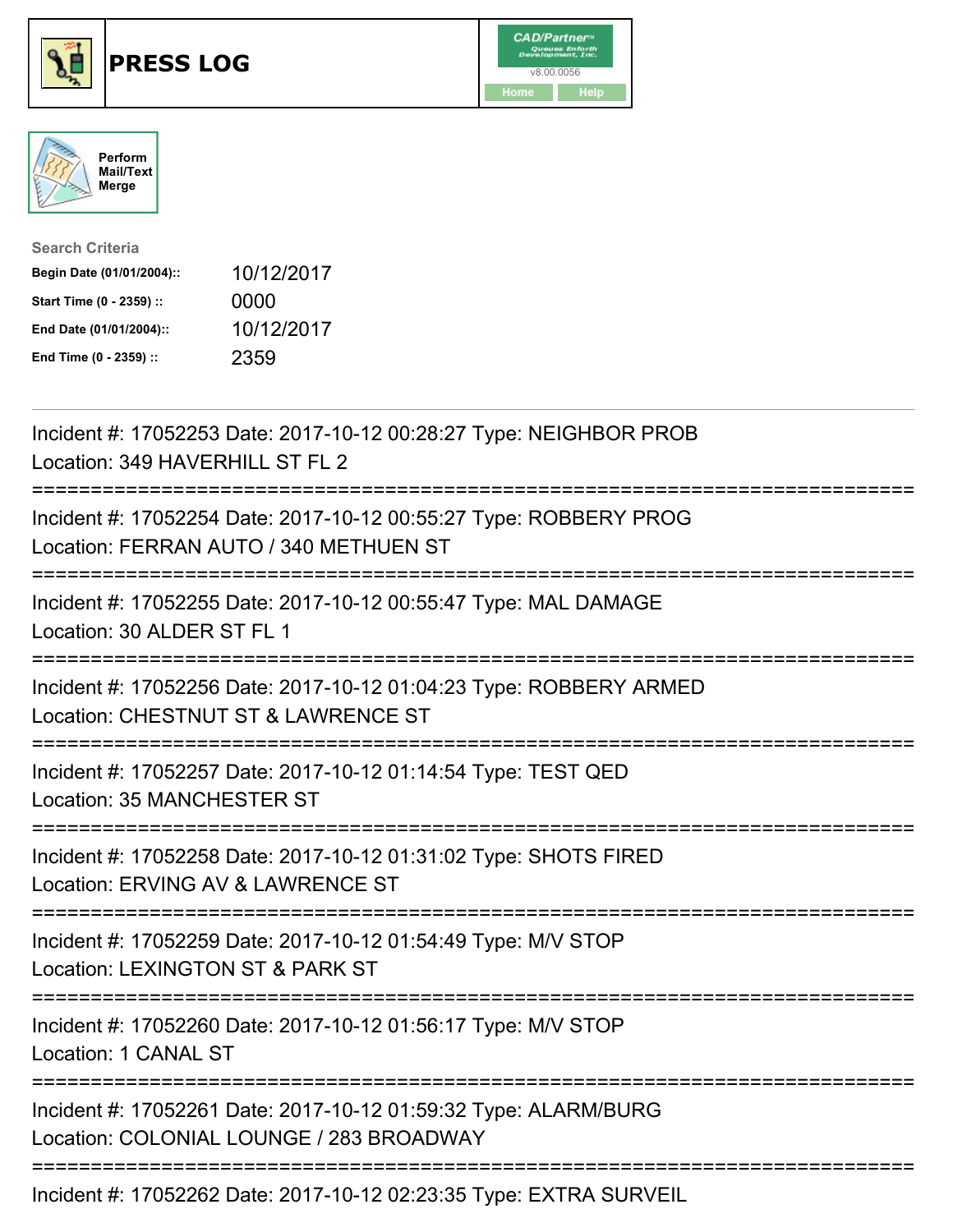# PRESS LOG

CAD/Partner™ v8.00.0056

Home Help

Perform Mail/Text Merge

**Search Criteria**

| | |
|---|---|
| **Begin Date (01/01/2004)::** | 10/12/2017 |
| **Start Time (0 - 2359) ::** | 0000 |
| **End Date (01/01/2004)::** | 10/12/2017 |
| **End Time (0 - 2359) ::** | 2359 |

---

Incident #: 17052253 Date: 2017-10-12 00:28:27 Type: NEIGHBOR PROB
Location: 349 HAVERHILL ST FL 2

===========================================================================

Incident #: 17052254 Date: 2017-10-12 00:55:27 Type: ROBBERY PROG
Location: FERRAN AUTO / 340 METHUEN ST

===========================================================================

Incident #: 17052255 Date: 2017-10-12 00:55:47 Type: MAL DAMAGE
Location: 30 ALDER ST FL 1

===========================================================================

Incident #: 17052256 Date: 2017-10-12 01:04:23 Type: ROBBERY ARMED
Location: CHESTNUT ST & LAWRENCE ST

===========================================================================

Incident #: 17052257 Date: 2017-10-12 01:14:54 Type: TEST QED
Location: 35 MANCHESTER ST

===========================================================================

Incident #: 17052258 Date: 2017-10-12 01:31:02 Type: SHOTS FIRED
Location: ERVING AV & LAWRENCE ST

===========================================================================

Incident #: 17052259 Date: 2017-10-12 01:54:49 Type: M/V STOP
Location: LEXINGTON ST & PARK ST

===========================================================================

Incident #: 17052260 Date: 2017-10-12 01:56:17 Type: M/V STOP
Location: 1 CANAL ST

===========================================================================

Incident #: 17052261 Date: 2017-10-12 01:59:32 Type: ALARM/BURG
Location: COLONIAL LOUNGE / 283 BROADWAY

===========================================================================

Incident #: 17052262 Date: 2017-10-12 02:23:35 Type: EXTRA SURVEIL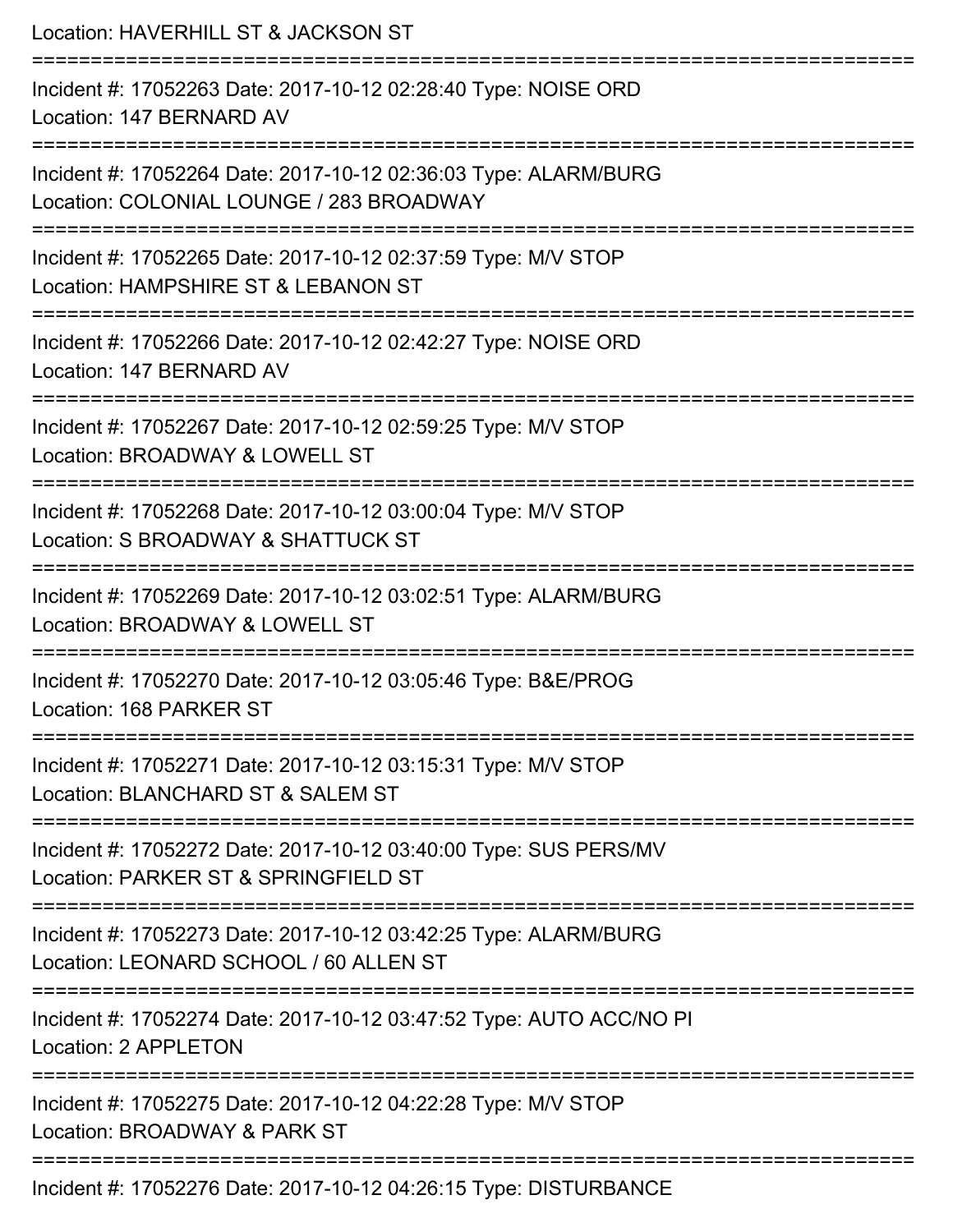Location: HAVERHILL ST & JACKSON ST

===========================================================================

Incident #: 17052263 Date: 2017-10-12 02:28:40 Type: NOISE ORD
Location: 147 BERNARD AV

===========================================================================

Incident #: 17052264 Date: 2017-10-12 02:36:03 Type: ALARM/BURG
Location: COLONIAL LOUNGE / 283 BROADWAY

===========================================================================

Incident #: 17052265 Date: 2017-10-12 02:37:59 Type: M/V STOP
Location: HAMPSHIRE ST & LEBANON ST

===========================================================================

Incident #: 17052266 Date: 2017-10-12 02:42:27 Type: NOISE ORD
Location: 147 BERNARD AV

===========================================================================

Incident #: 17052267 Date: 2017-10-12 02:59:25 Type: M/V STOP
Location: BROADWAY & LOWELL ST

===========================================================================

Incident #: 17052268 Date: 2017-10-12 03:00:04 Type: M/V STOP
Location: S BROADWAY & SHATTUCK ST

===========================================================================

Incident #: 17052269 Date: 2017-10-12 03:02:51 Type: ALARM/BURG
Location: BROADWAY & LOWELL ST

===========================================================================

Incident #: 17052270 Date: 2017-10-12 03:05:46 Type: B&E/PROG
Location: 168 PARKER ST

===========================================================================

Incident #: 17052271 Date: 2017-10-12 03:15:31 Type: M/V STOP
Location: BLANCHARD ST & SALEM ST

===========================================================================

Incident #: 17052272 Date: 2017-10-12 03:40:00 Type: SUS PERS/MV
Location: PARKER ST & SPRINGFIELD ST

===========================================================================

Incident #: 17052273 Date: 2017-10-12 03:42:25 Type: ALARM/BURG
Location: LEONARD SCHOOL / 60 ALLEN ST

===========================================================================

Incident #: 17052274 Date: 2017-10-12 03:47:52 Type: AUTO ACC/NO PI
Location: 2 APPLETON

===========================================================================

Incident #: 17052275 Date: 2017-10-12 04:22:28 Type: M/V STOP
Location: BROADWAY & PARK ST

===========================================================================

Incident #: 17052276 Date: 2017-10-12 04:26:15 Type: DISTURBANCE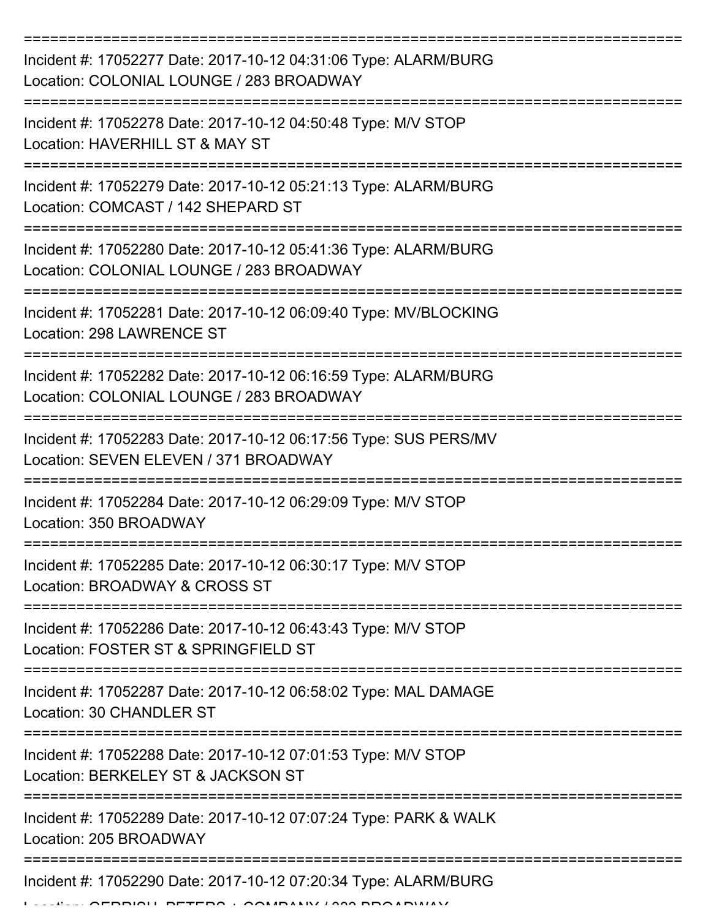===========================================================================

Incident #: 17052277 Date: 2017-10-12 04:31:06 Type: ALARM/BURG
Location: COLONIAL LOUNGE / 283 BROADWAY

===========================================================================

Incident #: 17052278 Date: 2017-10-12 04:50:48 Type: M/V STOP
Location: HAVERHILL ST & MAY ST

===========================================================================

Incident #: 17052279 Date: 2017-10-12 05:21:13 Type: ALARM/BURG
Location: COMCAST / 142 SHEPARD ST

===========================================================================

Incident #: 17052280 Date: 2017-10-12 05:41:36 Type: ALARM/BURG
Location: COLONIAL LOUNGE / 283 BROADWAY

===========================================================================

Incident #: 17052281 Date: 2017-10-12 06:09:40 Type: MV/BLOCKING
Location: 298 LAWRENCE ST

===========================================================================

Incident #: 17052282 Date: 2017-10-12 06:16:59 Type: ALARM/BURG
Location: COLONIAL LOUNGE / 283 BROADWAY

===========================================================================

Incident #: 17052283 Date: 2017-10-12 06:17:56 Type: SUS PERS/MV
Location: SEVEN ELEVEN / 371 BROADWAY

===========================================================================

Incident #: 17052284 Date: 2017-10-12 06:29:09 Type: M/V STOP
Location: 350 BROADWAY

===========================================================================

Incident #: 17052285 Date: 2017-10-12 06:30:17 Type: M/V STOP
Location: BROADWAY & CROSS ST

===========================================================================

Incident #: 17052286 Date: 2017-10-12 06:43:43 Type: M/V STOP
Location: FOSTER ST & SPRINGFIELD ST

===========================================================================

Incident #: 17052287 Date: 2017-10-12 06:58:02 Type: MAL DAMAGE
Location: 30 CHANDLER ST

===========================================================================

Incident #: 17052288 Date: 2017-10-12 07:01:53 Type: M/V STOP
Location: BERKELEY ST & JACKSON ST

===========================================================================

Incident #: 17052289 Date: 2017-10-12 07:07:24 Type: PARK & WALK
Location: 205 BROADWAY

===========================================================================

Incident #: 17052290 Date: 2017-10-12 07:20:34 Type: ALARM/BURG
Location: GERRISH, PETERS + COMPANY / 333 BROADWAY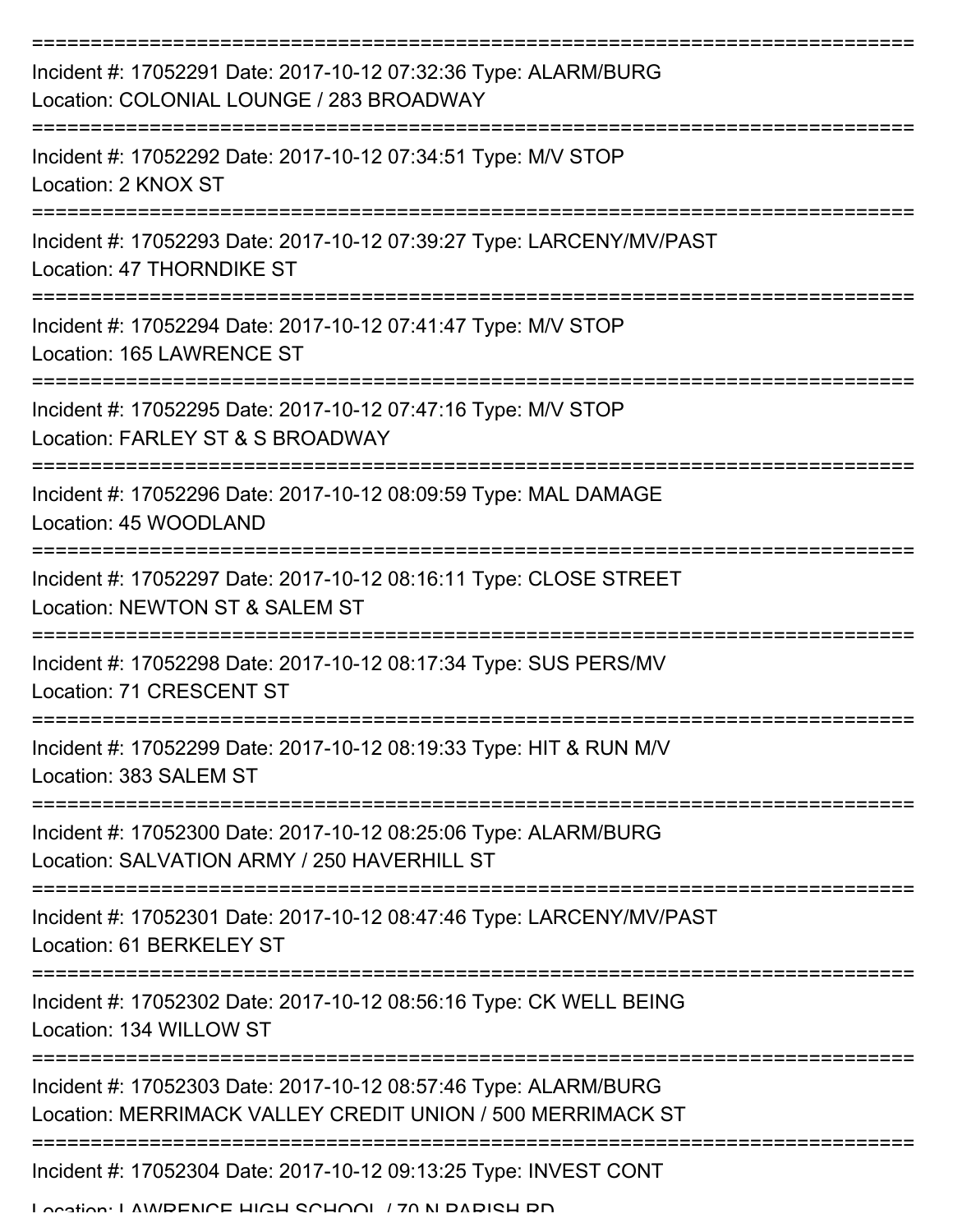===========================================================================

Incident #: 17052291 Date: 2017-10-12 07:32:36 Type: ALARM/BURG
Location: COLONIAL LOUNGE / 283 BROADWAY

===========================================================================

Incident #: 17052292 Date: 2017-10-12 07:34:51 Type: M/V STOP
Location: 2 KNOX ST

===========================================================================

Incident #: 17052293 Date: 2017-10-12 07:39:27 Type: LARCENY/MV/PAST
Location: 47 THORNDIKE ST

===========================================================================

Incident #: 17052294 Date: 2017-10-12 07:41:47 Type: M/V STOP
Location: 165 LAWRENCE ST

===========================================================================

Incident #: 17052295 Date: 2017-10-12 07:47:16 Type: M/V STOP
Location: FARLEY ST & S BROADWAY

===========================================================================

Incident #: 17052296 Date: 2017-10-12 08:09:59 Type: MAL DAMAGE
Location: 45 WOODLAND

===========================================================================

Incident #: 17052297 Date: 2017-10-12 08:16:11 Type: CLOSE STREET
Location: NEWTON ST & SALEM ST

===========================================================================

Incident #: 17052298 Date: 2017-10-12 08:17:34 Type: SUS PERS/MV
Location: 71 CRESCENT ST

===========================================================================

Incident #: 17052299 Date: 2017-10-12 08:19:33 Type: HIT & RUN M/V
Location: 383 SALEM ST

===========================================================================

Incident #: 17052300 Date: 2017-10-12 08:25:06 Type: ALARM/BURG
Location: SALVATION ARMY / 250 HAVERHILL ST

===========================================================================

Incident #: 17052301 Date: 2017-10-12 08:47:46 Type: LARCENY/MV/PAST
Location: 61 BERKELEY ST

===========================================================================

Incident #: 17052302 Date: 2017-10-12 08:56:16 Type: CK WELL BEING
Location: 134 WILLOW ST

===========================================================================

Incident #: 17052303 Date: 2017-10-12 08:57:46 Type: ALARM/BURG
Location: MERRIMACK VALLEY CREDIT UNION / 500 MERRIMACK ST

===========================================================================

Incident #: 17052304 Date: 2017-10-12 09:13:25 Type: INVEST CONT
Location: LAWRENCE HIGH SCHOOL / 70 N PARISH RD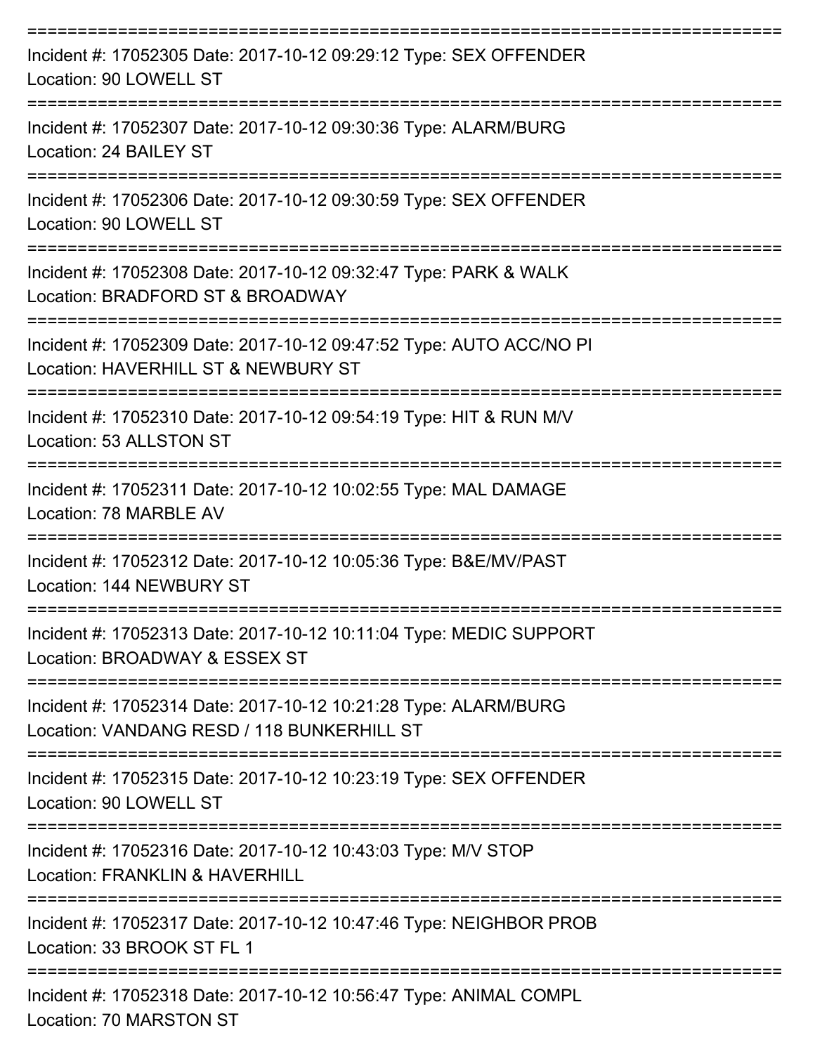===========================================================================

Incident #: 17052305 Date: 2017-10-12 09:29:12 Type: SEX OFFENDER
Location: 90 LOWELL ST

===========================================================================

Incident #: 17052307 Date: 2017-10-12 09:30:36 Type: ALARM/BURG
Location: 24 BAILEY ST

===========================================================================

Incident #: 17052306 Date: 2017-10-12 09:30:59 Type: SEX OFFENDER
Location: 90 LOWELL ST

===========================================================================

Incident #: 17052308 Date: 2017-10-12 09:32:47 Type: PARK & WALK
Location: BRADFORD ST & BROADWAY

===========================================================================

Incident #: 17052309 Date: 2017-10-12 09:47:52 Type: AUTO ACC/NO PI
Location: HAVERHILL ST & NEWBURY ST

===========================================================================

Incident #: 17052310 Date: 2017-10-12 09:54:19 Type: HIT & RUN M/V
Location: 53 ALLSTON ST

===========================================================================

Incident #: 17052311 Date: 2017-10-12 10:02:55 Type: MAL DAMAGE
Location: 78 MARBLE AV

===========================================================================

Incident #: 17052312 Date: 2017-10-12 10:05:36 Type: B&E/MV/PAST
Location: 144 NEWBURY ST

===========================================================================

Incident #: 17052313 Date: 2017-10-12 10:11:04 Type: MEDIC SUPPORT
Location: BROADWAY & ESSEX ST

===========================================================================

Incident #: 17052314 Date: 2017-10-12 10:21:28 Type: ALARM/BURG
Location: VANDANG RESD / 118 BUNKERHILL ST

===========================================================================

Incident #: 17052315 Date: 2017-10-12 10:23:19 Type: SEX OFFENDER
Location: 90 LOWELL ST

===========================================================================

Incident #: 17052316 Date: 2017-10-12 10:43:03 Type: M/V STOP
Location: FRANKLIN & HAVERHILL

===========================================================================

Incident #: 17052317 Date: 2017-10-12 10:47:46 Type: NEIGHBOR PROB
Location: 33 BROOK ST FL 1

===========================================================================

Incident #: 17052318 Date: 2017-10-12 10:56:47 Type: ANIMAL COMPL
Location: 70 MARSTON ST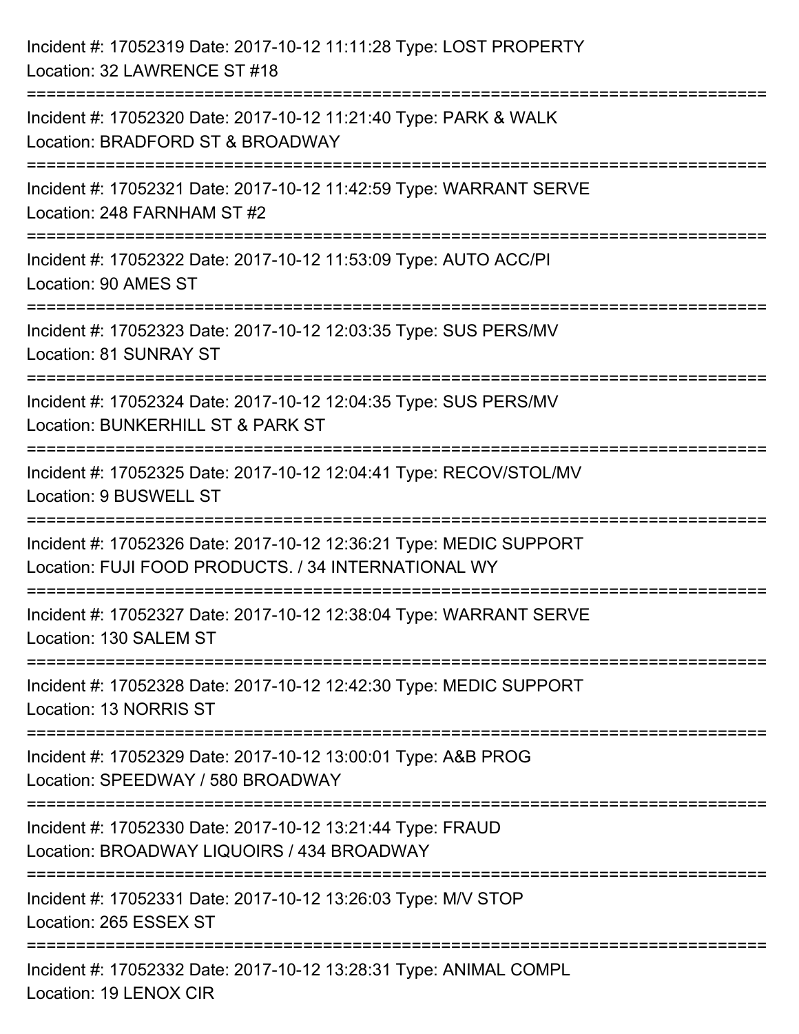Incident #: 17052319 Date: 2017-10-12 11:11:28 Type: LOST PROPERTY
Location: 32 LAWRENCE ST #18

===========================================================================

Incident #: 17052320 Date: 2017-10-12 11:21:40 Type: PARK & WALK
Location: BRADFORD ST & BROADWAY

===========================================================================

Incident #: 17052321 Date: 2017-10-12 11:42:59 Type: WARRANT SERVE
Location: 248 FARNHAM ST #2

===========================================================================

Incident #: 17052322 Date: 2017-10-12 11:53:09 Type: AUTO ACC/PI
Location: 90 AMES ST

===========================================================================

Incident #: 17052323 Date: 2017-10-12 12:03:35 Type: SUS PERS/MV
Location: 81 SUNRAY ST

===========================================================================

Incident #: 17052324 Date: 2017-10-12 12:04:35 Type: SUS PERS/MV
Location: BUNKERHILL ST & PARK ST

===========================================================================

Incident #: 17052325 Date: 2017-10-12 12:04:41 Type: RECOV/STOL/MV
Location: 9 BUSWELL ST

===========================================================================

Incident #: 17052326 Date: 2017-10-12 12:36:21 Type: MEDIC SUPPORT
Location: FUJI FOOD PRODUCTS. / 34 INTERNATIONAL WY

===========================================================================

Incident #: 17052327 Date: 2017-10-12 12:38:04 Type: WARRANT SERVE
Location: 130 SALEM ST

===========================================================================

Incident #: 17052328 Date: 2017-10-12 12:42:30 Type: MEDIC SUPPORT
Location: 13 NORRIS ST

===========================================================================

Incident #: 17052329 Date: 2017-10-12 13:00:01 Type: A&B PROG
Location: SPEEDWAY / 580 BROADWAY

===========================================================================

Incident #: 17052330 Date: 2017-10-12 13:21:44 Type: FRAUD
Location: BROADWAY LIQUOIRS / 434 BROADWAY

===========================================================================

Incident #: 17052331 Date: 2017-10-12 13:26:03 Type: M/V STOP
Location: 265 ESSEX ST

===========================================================================

Incident #: 17052332 Date: 2017-10-12 13:28:31 Type: ANIMAL COMPL
Location: 19 LENOX CIR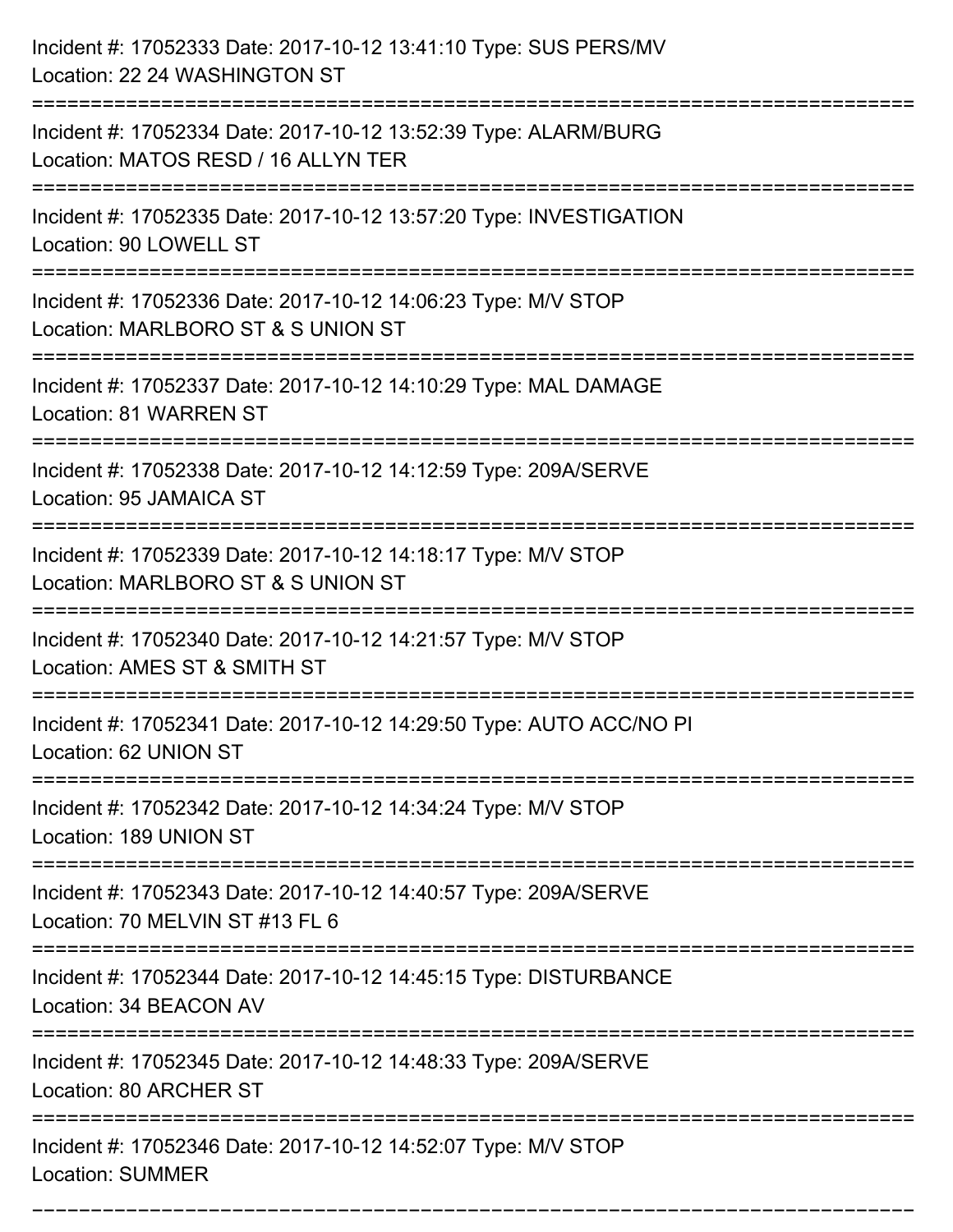Incident #: 17052333 Date: 2017-10-12 13:41:10 Type: SUS PERS/MV
Location: 22 24 WASHINGTON ST

===========================================================================

Incident #: 17052334 Date: 2017-10-12 13:52:39 Type: ALARM/BURG
Location: MATOS RESD / 16 ALLYN TER

===========================================================================

Incident #: 17052335 Date: 2017-10-12 13:57:20 Type: INVESTIGATION
Location: 90 LOWELL ST

===========================================================================

Incident #: 17052336 Date: 2017-10-12 14:06:23 Type: M/V STOP
Location: MARLBORO ST & S UNION ST

===========================================================================

Incident #: 17052337 Date: 2017-10-12 14:10:29 Type: MAL DAMAGE
Location: 81 WARREN ST

===========================================================================

Incident #: 17052338 Date: 2017-10-12 14:12:59 Type: 209A/SERVE
Location: 95 JAMAICA ST

===========================================================================

Incident #: 17052339 Date: 2017-10-12 14:18:17 Type: M/V STOP
Location: MARLBORO ST & S UNION ST

===========================================================================

Incident #: 17052340 Date: 2017-10-12 14:21:57 Type: M/V STOP
Location: AMES ST & SMITH ST

===========================================================================

Incident #: 17052341 Date: 2017-10-12 14:29:50 Type: AUTO ACC/NO PI
Location: 62 UNION ST

===========================================================================

Incident #: 17052342 Date: 2017-10-12 14:34:24 Type: M/V STOP
Location: 189 UNION ST

===========================================================================

Incident #: 17052343 Date: 2017-10-12 14:40:57 Type: 209A/SERVE
Location: 70 MELVIN ST #13 FL 6

===========================================================================

Incident #: 17052344 Date: 2017-10-12 14:45:15 Type: DISTURBANCE
Location: 34 BEACON AV

===========================================================================

Incident #: 17052345 Date: 2017-10-12 14:48:33 Type: 209A/SERVE
Location: 80 ARCHER ST

===========================================================================

Incident #: 17052346 Date: 2017-10-12 14:52:07 Type: M/V STOP
Location: SUMMER

===========================================================================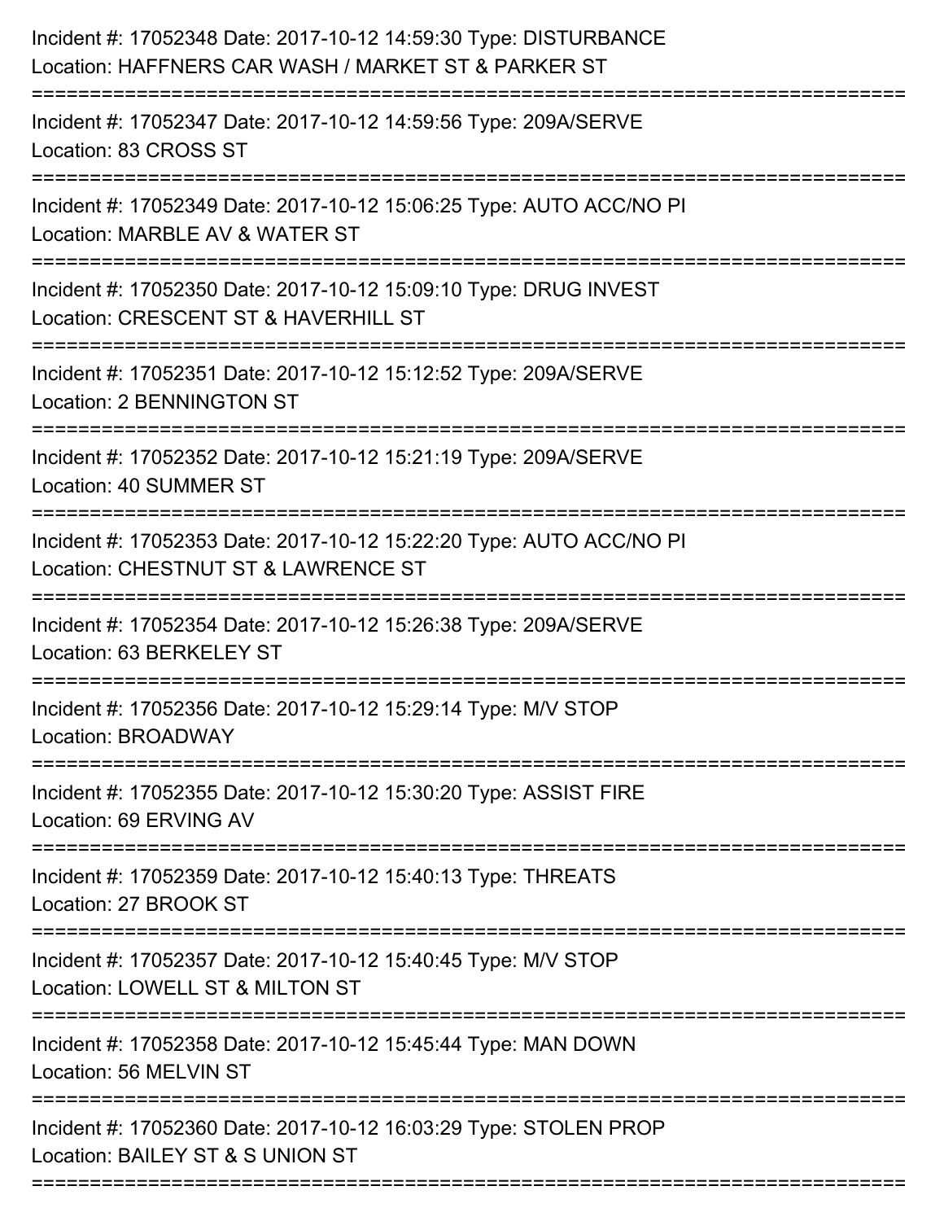Incident #: 17052348 Date: 2017-10-12 14:59:30 Type: DISTURBANCE
Location: HAFFNERS CAR WASH / MARKET ST & PARKER ST

===========================================================================

Incident #: 17052347 Date: 2017-10-12 14:59:56 Type: 209A/SERVE
Location: 83 CROSS ST

===========================================================================

Incident #: 17052349 Date: 2017-10-12 15:06:25 Type: AUTO ACC/NO PI
Location: MARBLE AV & WATER ST

===========================================================================

Incident #: 17052350 Date: 2017-10-12 15:09:10 Type: DRUG INVEST
Location: CRESCENT ST & HAVERHILL ST

===========================================================================

Incident #: 17052351 Date: 2017-10-12 15:12:52 Type: 209A/SERVE
Location: 2 BENNINGTON ST

===========================================================================

Incident #: 17052352 Date: 2017-10-12 15:21:19 Type: 209A/SERVE
Location: 40 SUMMER ST

===========================================================================

Incident #: 17052353 Date: 2017-10-12 15:22:20 Type: AUTO ACC/NO PI
Location: CHESTNUT ST & LAWRENCE ST

===========================================================================

Incident #: 17052354 Date: 2017-10-12 15:26:38 Type: 209A/SERVE
Location: 63 BERKELEY ST

===========================================================================

Incident #: 17052356 Date: 2017-10-12 15:29:14 Type: M/V STOP
Location: BROADWAY

===========================================================================

Incident #: 17052355 Date: 2017-10-12 15:30:20 Type: ASSIST FIRE
Location: 69 ERVING AV

===========================================================================

Incident #: 17052359 Date: 2017-10-12 15:40:13 Type: THREATS
Location: 27 BROOK ST

===========================================================================

Incident #: 17052357 Date: 2017-10-12 15:40:45 Type: M/V STOP
Location: LOWELL ST & MILTON ST

===========================================================================

Incident #: 17052358 Date: 2017-10-12 15:45:44 Type: MAN DOWN
Location: 56 MELVIN ST

===========================================================================

Incident #: 17052360 Date: 2017-10-12 16:03:29 Type: STOLEN PROP
Location: BAILEY ST & S UNION ST

===========================================================================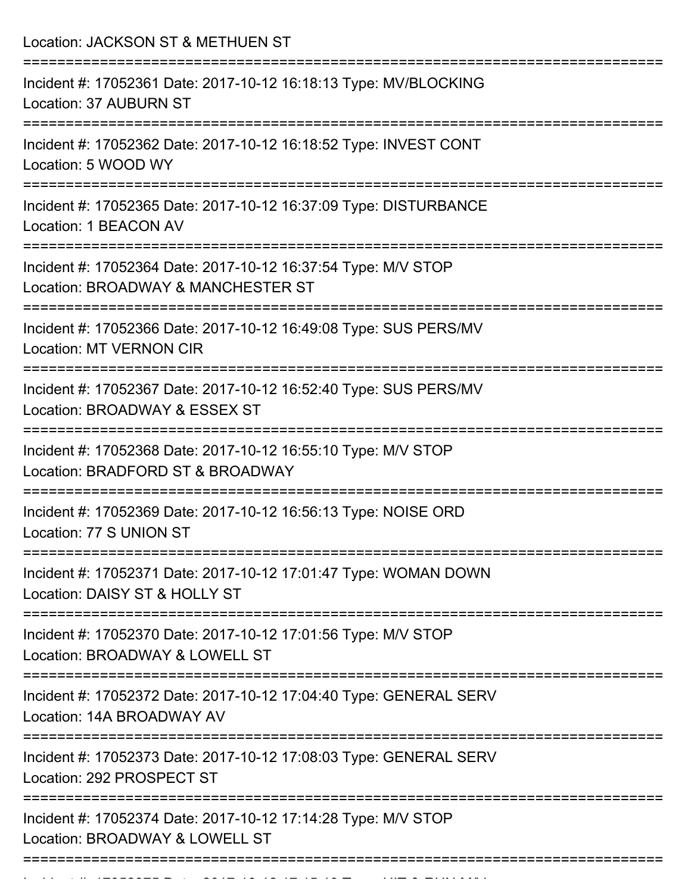Location: JACKSON ST & METHUEN ST

===========================================================================

Incident #: 17052361 Date: 2017-10-12 16:18:13 Type: MV/BLOCKING
Location: 37 AUBURN ST

===========================================================================

Incident #: 17052362 Date: 2017-10-12 16:18:52 Type: INVEST CONT
Location: 5 WOOD WY

===========================================================================

Incident #: 17052365 Date: 2017-10-12 16:37:09 Type: DISTURBANCE
Location: 1 BEACON AV

===========================================================================

Incident #: 17052364 Date: 2017-10-12 16:37:54 Type: M/V STOP
Location: BROADWAY & MANCHESTER ST

===========================================================================

Incident #: 17052366 Date: 2017-10-12 16:49:08 Type: SUS PERS/MV
Location: MT VERNON CIR

===========================================================================

Incident #: 17052367 Date: 2017-10-12 16:52:40 Type: SUS PERS/MV
Location: BROADWAY & ESSEX ST

===========================================================================

Incident #: 17052368 Date: 2017-10-12 16:55:10 Type: M/V STOP
Location: BRADFORD ST & BROADWAY

===========================================================================

Incident #: 17052369 Date: 2017-10-12 16:56:13 Type: NOISE ORD
Location: 77 S UNION ST

===========================================================================

Incident #: 17052371 Date: 2017-10-12 17:01:47 Type: WOMAN DOWN
Location: DAISY ST & HOLLY ST

===========================================================================

Incident #: 17052370 Date: 2017-10-12 17:01:56 Type: M/V STOP
Location: BROADWAY & LOWELL ST

===========================================================================

Incident #: 17052372 Date: 2017-10-12 17:04:40 Type: GENERAL SERV
Location: 14A BROADWAY AV

===========================================================================

Incident #: 17052373 Date: 2017-10-12 17:08:03 Type: GENERAL SERV
Location: 292 PROSPECT ST

===========================================================================

Incident #: 17052374 Date: 2017-10-12 17:14:28 Type: M/V STOP
Location: BROADWAY & LOWELL ST

===========================================================================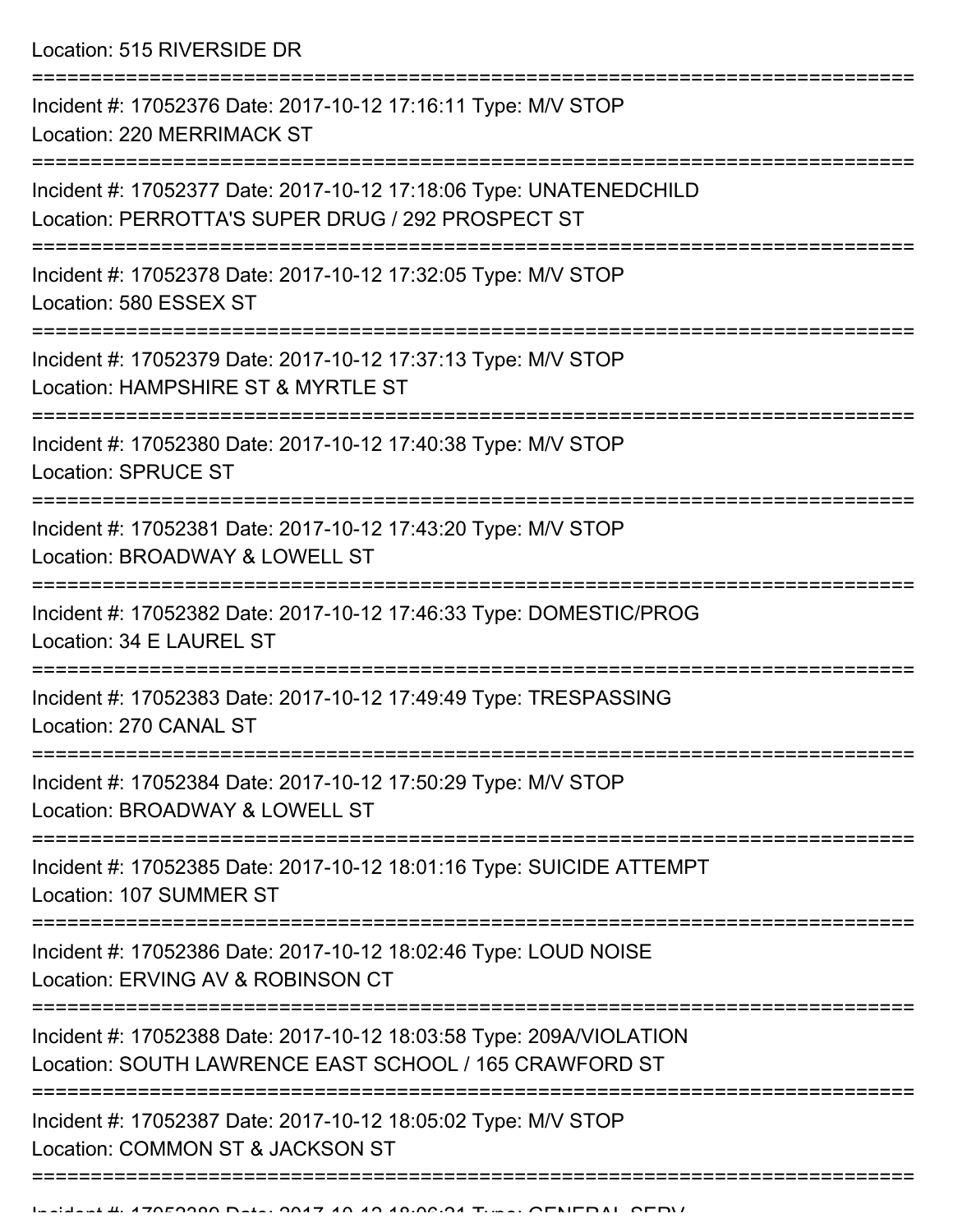Location: 515 RIVERSIDE DR

===========================================================================

Incident #: 17052376 Date: 2017-10-12 17:16:11 Type: M/V STOP
Location: 220 MERRIMACK ST

===========================================================================

Incident #: 17052377 Date: 2017-10-12 17:18:06 Type: UNATENEDCHILD
Location: PERROTTA'S SUPER DRUG / 292 PROSPECT ST

===========================================================================

Incident #: 17052378 Date: 2017-10-12 17:32:05 Type: M/V STOP
Location: 580 ESSEX ST

===========================================================================

Incident #: 17052379 Date: 2017-10-12 17:37:13 Type: M/V STOP
Location: HAMPSHIRE ST & MYRTLE ST

===========================================================================

Incident #: 17052380 Date: 2017-10-12 17:40:38 Type: M/V STOP
Location: SPRUCE ST

===========================================================================

Incident #: 17052381 Date: 2017-10-12 17:43:20 Type: M/V STOP
Location: BROADWAY & LOWELL ST

===========================================================================

Incident #: 17052382 Date: 2017-10-12 17:46:33 Type: DOMESTIC/PROG
Location: 34 E LAUREL ST

===========================================================================

Incident #: 17052383 Date: 2017-10-12 17:49:49 Type: TRESPASSING
Location: 270 CANAL ST

===========================================================================

Incident #: 17052384 Date: 2017-10-12 17:50:29 Type: M/V STOP
Location: BROADWAY & LOWELL ST

===========================================================================

Incident #: 17052385 Date: 2017-10-12 18:01:16 Type: SUICIDE ATTEMPT
Location: 107 SUMMER ST

===========================================================================

Incident #: 17052386 Date: 2017-10-12 18:02:46 Type: LOUD NOISE
Location: ERVING AV & ROBINSON CT

===========================================================================

Incident #: 17052388 Date: 2017-10-12 18:03:58 Type: 209A/VIOLATION
Location: SOUTH LAWRENCE EAST SCHOOL / 165 CRAWFORD ST

===========================================================================

Incident #: 17052387 Date: 2017-10-12 18:05:02 Type: M/V STOP
Location: COMMON ST & JACKSON ST

===========================================================================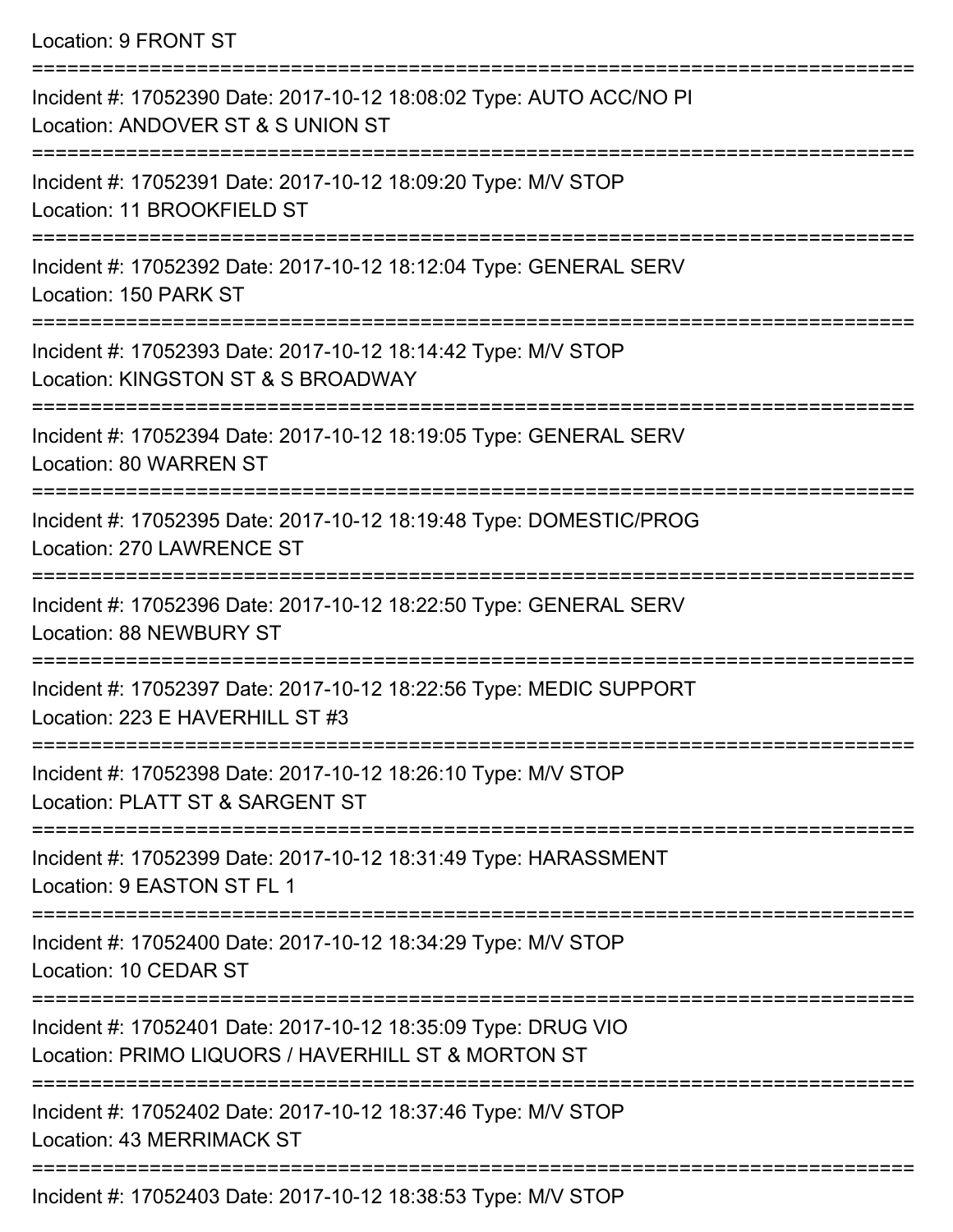Location: 9 FRONT ST

===========================================================================

Incident #: 17052390 Date: 2017-10-12 18:08:02 Type: AUTO ACC/NO PI
Location: ANDOVER ST & S UNION ST

===========================================================================

Incident #: 17052391 Date: 2017-10-12 18:09:20 Type: M/V STOP
Location: 11 BROOKFIELD ST

===========================================================================

Incident #: 17052392 Date: 2017-10-12 18:12:04 Type: GENERAL SERV
Location: 150 PARK ST

===========================================================================

Incident #: 17052393 Date: 2017-10-12 18:14:42 Type: M/V STOP
Location: KINGSTON ST & S BROADWAY

===========================================================================

Incident #: 17052394 Date: 2017-10-12 18:19:05 Type: GENERAL SERV
Location: 80 WARREN ST

===========================================================================

Incident #: 17052395 Date: 2017-10-12 18:19:48 Type: DOMESTIC/PROG
Location: 270 LAWRENCE ST

===========================================================================

Incident #: 17052396 Date: 2017-10-12 18:22:50 Type: GENERAL SERV
Location: 88 NEWBURY ST

===========================================================================

Incident #: 17052397 Date: 2017-10-12 18:22:56 Type: MEDIC SUPPORT
Location: 223 E HAVERHILL ST #3

===========================================================================

Incident #: 17052398 Date: 2017-10-12 18:26:10 Type: M/V STOP
Location: PLATT ST & SARGENT ST

===========================================================================

Incident #: 17052399 Date: 2017-10-12 18:31:49 Type: HARASSMENT
Location: 9 EASTON ST FL 1

===========================================================================

Incident #: 17052400 Date: 2017-10-12 18:34:29 Type: M/V STOP
Location: 10 CEDAR ST

===========================================================================

Incident #: 17052401 Date: 2017-10-12 18:35:09 Type: DRUG VIO
Location: PRIMO LIQUORS / HAVERHILL ST & MORTON ST

===========================================================================

Incident #: 17052402 Date: 2017-10-12 18:37:46 Type: M/V STOP
Location: 43 MERRIMACK ST

===========================================================================

Incident #: 17052403 Date: 2017-10-12 18:38:53 Type: M/V STOP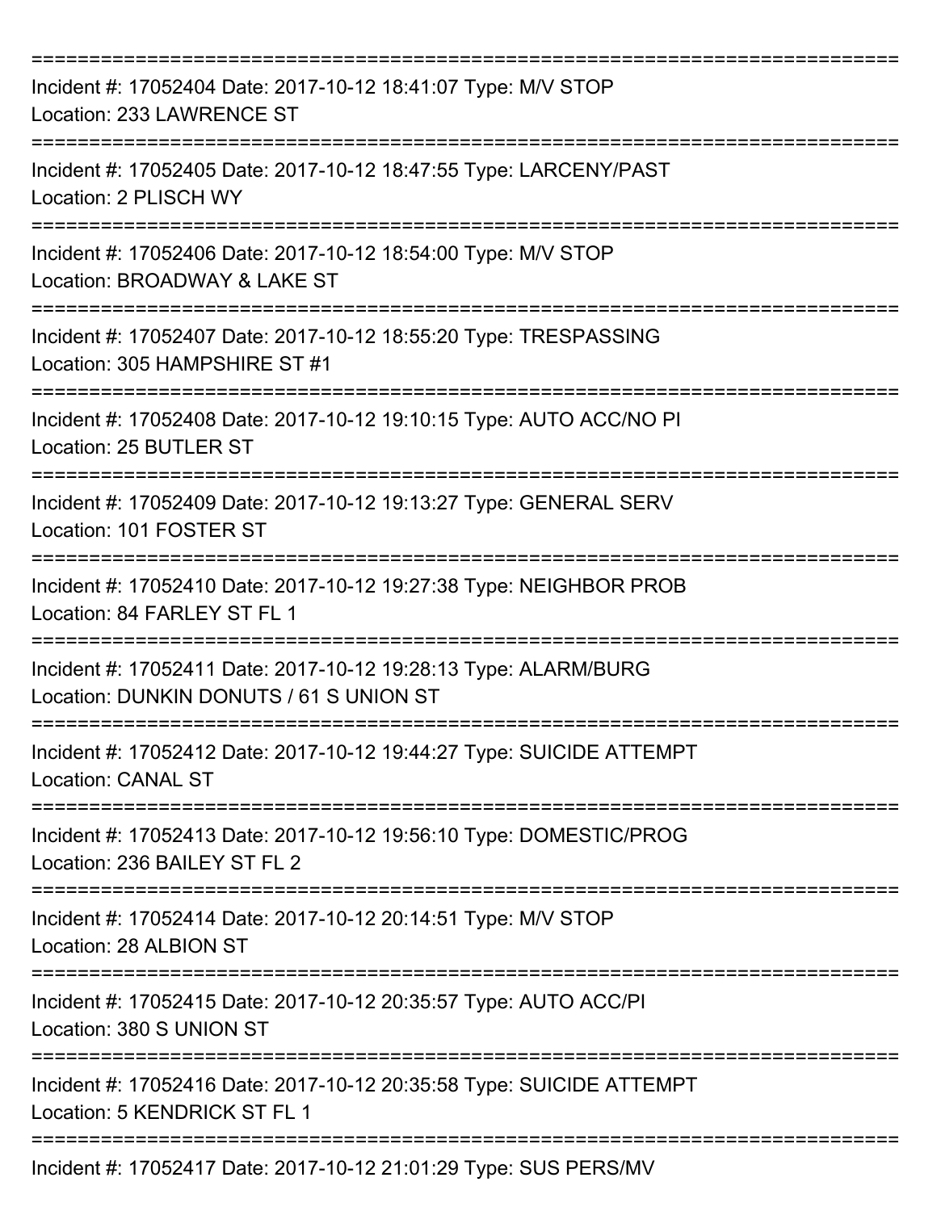===========================================================================

Incident #: 17052404 Date: 2017-10-12 18:41:07 Type: M/V STOP
Location: 233 LAWRENCE ST

===========================================================================

Incident #: 17052405 Date: 2017-10-12 18:47:55 Type: LARCENY/PAST
Location: 2 PLISCH WY

===========================================================================

Incident #: 17052406 Date: 2017-10-12 18:54:00 Type: M/V STOP
Location: BROADWAY & LAKE ST

===========================================================================

Incident #: 17052407 Date: 2017-10-12 18:55:20 Type: TRESPASSING
Location: 305 HAMPSHIRE ST #1

===========================================================================

Incident #: 17052408 Date: 2017-10-12 19:10:15 Type: AUTO ACC/NO PI
Location: 25 BUTLER ST

===========================================================================

Incident #: 17052409 Date: 2017-10-12 19:13:27 Type: GENERAL SERV
Location: 101 FOSTER ST

===========================================================================

Incident #: 17052410 Date: 2017-10-12 19:27:38 Type: NEIGHBOR PROB
Location: 84 FARLEY ST FL 1

===========================================================================

Incident #: 17052411 Date: 2017-10-12 19:28:13 Type: ALARM/BURG
Location: DUNKIN DONUTS / 61 S UNION ST

===========================================================================

Incident #: 17052412 Date: 2017-10-12 19:44:27 Type: SUICIDE ATTEMPT
Location: CANAL ST

===========================================================================

Incident #: 17052413 Date: 2017-10-12 19:56:10 Type: DOMESTIC/PROG
Location: 236 BAILEY ST FL 2

===========================================================================

Incident #: 17052414 Date: 2017-10-12 20:14:51 Type: M/V STOP
Location: 28 ALBION ST

===========================================================================

Incident #: 17052415 Date: 2017-10-12 20:35:57 Type: AUTO ACC/PI
Location: 380 S UNION ST

===========================================================================

Incident #: 17052416 Date: 2017-10-12 20:35:58 Type: SUICIDE ATTEMPT
Location: 5 KENDRICK ST FL 1

===========================================================================

Incident #: 17052417 Date: 2017-10-12 21:01:29 Type: SUS PERS/MV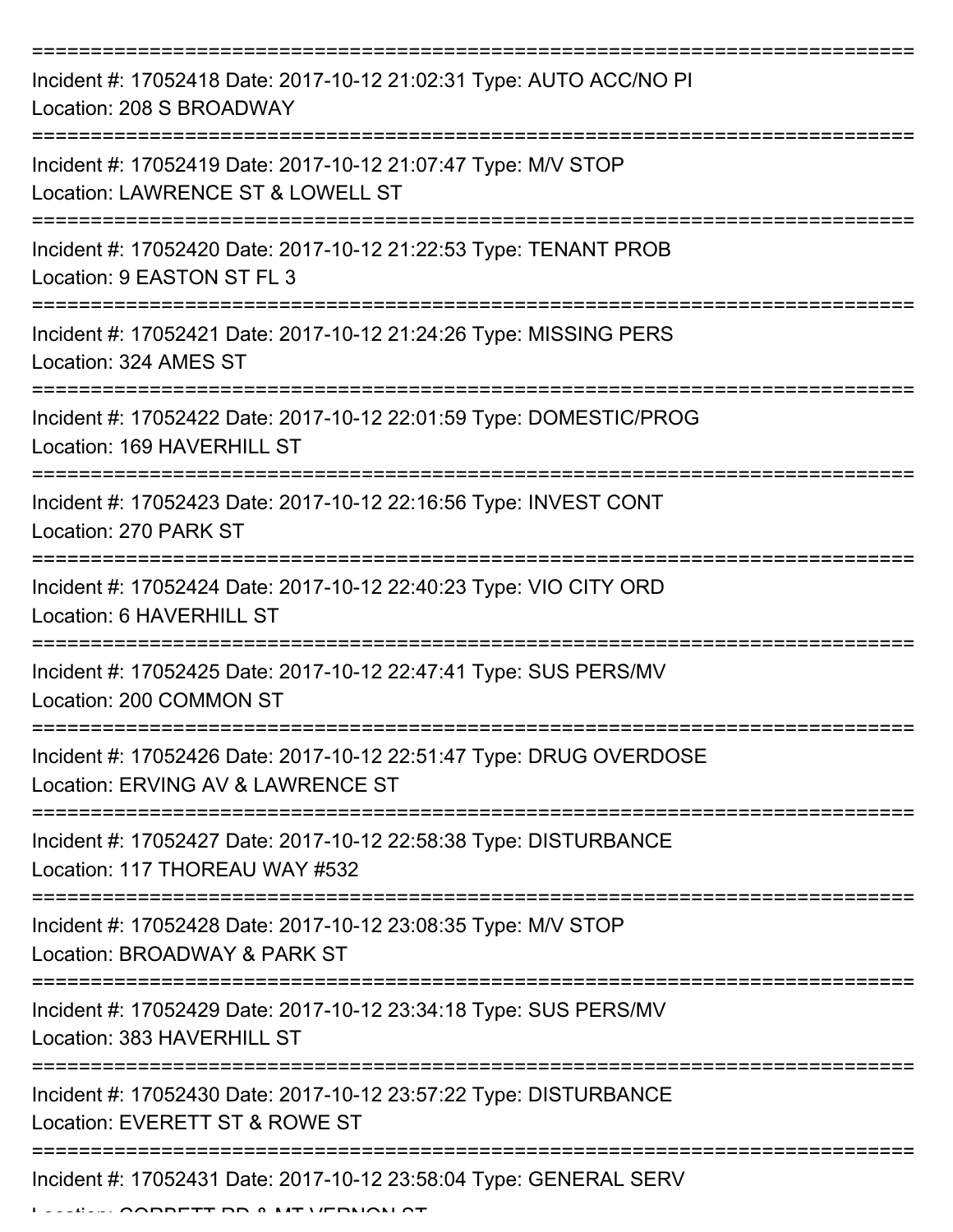===========================================================================

Incident #: 17052418 Date: 2017-10-12 21:02:31 Type: AUTO ACC/NO PI
Location: 208 S BROADWAY

===========================================================================

Incident #: 17052419 Date: 2017-10-12 21:07:47 Type: M/V STOP
Location: LAWRENCE ST & LOWELL ST

===========================================================================

Incident #: 17052420 Date: 2017-10-12 21:22:53 Type: TENANT PROB
Location: 9 EASTON ST FL 3

===========================================================================

Incident #: 17052421 Date: 2017-10-12 21:24:26 Type: MISSING PERS
Location: 324 AMES ST

===========================================================================

Incident #: 17052422 Date: 2017-10-12 22:01:59 Type: DOMESTIC/PROG
Location: 169 HAVERHILL ST

===========================================================================

Incident #: 17052423 Date: 2017-10-12 22:16:56 Type: INVEST CONT
Location: 270 PARK ST

===========================================================================

Incident #: 17052424 Date: 2017-10-12 22:40:23 Type: VIO CITY ORD
Location: 6 HAVERHILL ST

===========================================================================

Incident #: 17052425 Date: 2017-10-12 22:47:41 Type: SUS PERS/MV
Location: 200 COMMON ST

===========================================================================

Incident #: 17052426 Date: 2017-10-12 22:51:47 Type: DRUG OVERDOSE
Location: ERVING AV & LAWRENCE ST

===========================================================================

Incident #: 17052427 Date: 2017-10-12 22:58:38 Type: DISTURBANCE
Location: 117 THOREAU WAY #532

===========================================================================

Incident #: 17052428 Date: 2017-10-12 23:08:35 Type: M/V STOP
Location: BROADWAY & PARK ST

===========================================================================

Incident #: 17052429 Date: 2017-10-12 23:34:18 Type: SUS PERS/MV
Location: 383 HAVERHILL ST

===========================================================================

Incident #: 17052430 Date: 2017-10-12 23:57:22 Type: DISTURBANCE
Location: EVERETT ST & ROWE ST

===========================================================================

Incident #: 17052431 Date: 2017-10-12 23:58:04 Type: GENERAL SERV
Location: CORBETT RD & MT VERNON ST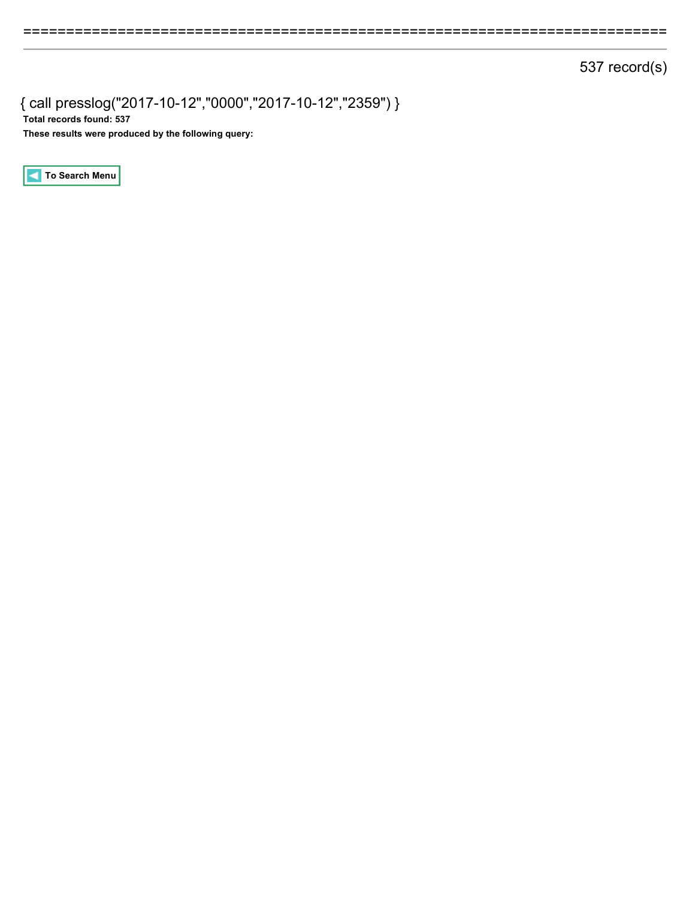================================================================================

---

537 record(s)

{ call presslog("2017-10-12","0000","2017-10-12","2359") }

**Total records found: 537**

**These results were produced by the following query:**

**To Search Menu**